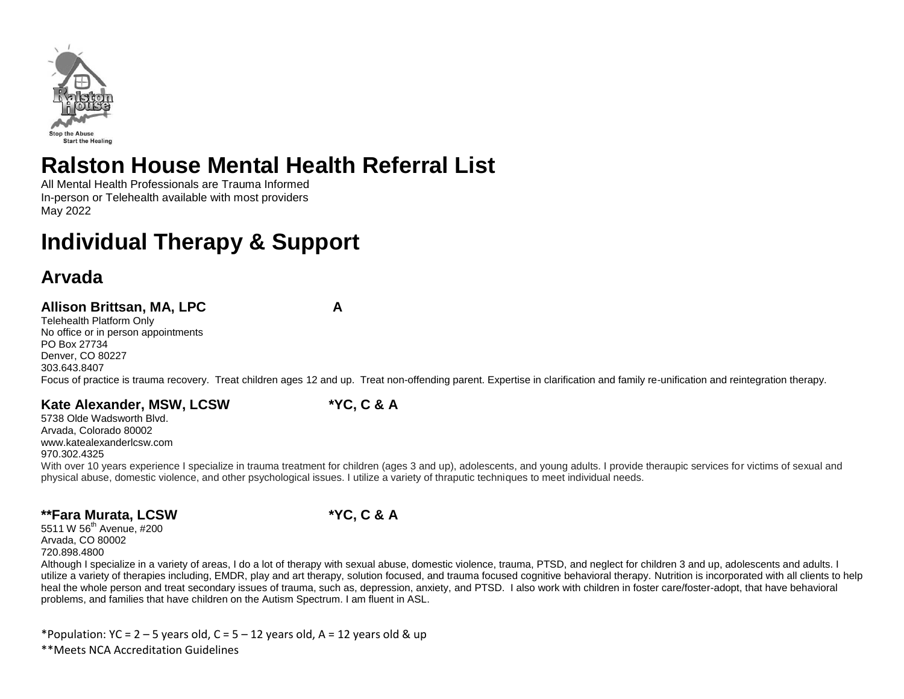# Ralston House Mental Health Referral List

All Mental Health Professionals are Trauma Informed
In-person or Telehealth available with most providers
May 2022

# Individual Therapy & Support

## Arvada

### Allison Brittsan, MA, LPC — A

Telehealth Platform Only
No office or in person appointments
PO Box 27734
Denver, CO 80227
303.643.8407
Focus of practice is trauma recovery. Treat children ages 12 and up. Treat non-offending parent. Expertise in clarification and family re-unification and reintegration therapy.

### Kate Alexander, MSW, LCSW — *YC, C & A

5738 Olde Wadsworth Blvd.
Arvada, Colorado 80002
www.katealexanderlcsw.com
970.302.4325
With over 10 years experience I specialize in trauma treatment for children (ages 3 and up), adolescents, and young adults. I provide theraupic services for victims of sexual and physical abuse, domestic violence, and other psychological issues. I utilize a variety of thraputic techniques to meet individual needs.

### **Fara Murata, LCSW — *YC, C & A

5511 W 56th Avenue, #200
Arvada, CO 80002
720.898.4800
Although I specialize in a variety of areas, I do a lot of therapy with sexual abuse, domestic violence, trauma, PTSD, and neglect for children 3 and up, adolescents and adults. I utilize a variety of therapies including, EMDR, play and art therapy, solution focused, and trauma focused cognitive behavioral therapy. Nutrition is incorporated with all clients to help heal the whole person and treat secondary issues of trauma, such as, depression, anxiety, and PTSD. I also work with children in foster care/foster-adopt, that have behavioral problems, and families that have children on the Autism Spectrum. I am fluent in ASL.

*Population: YC = 2 – 5 years old, C = 5 – 12 years old, A = 12 years old & up
**Meets NCA Accreditation Guidelines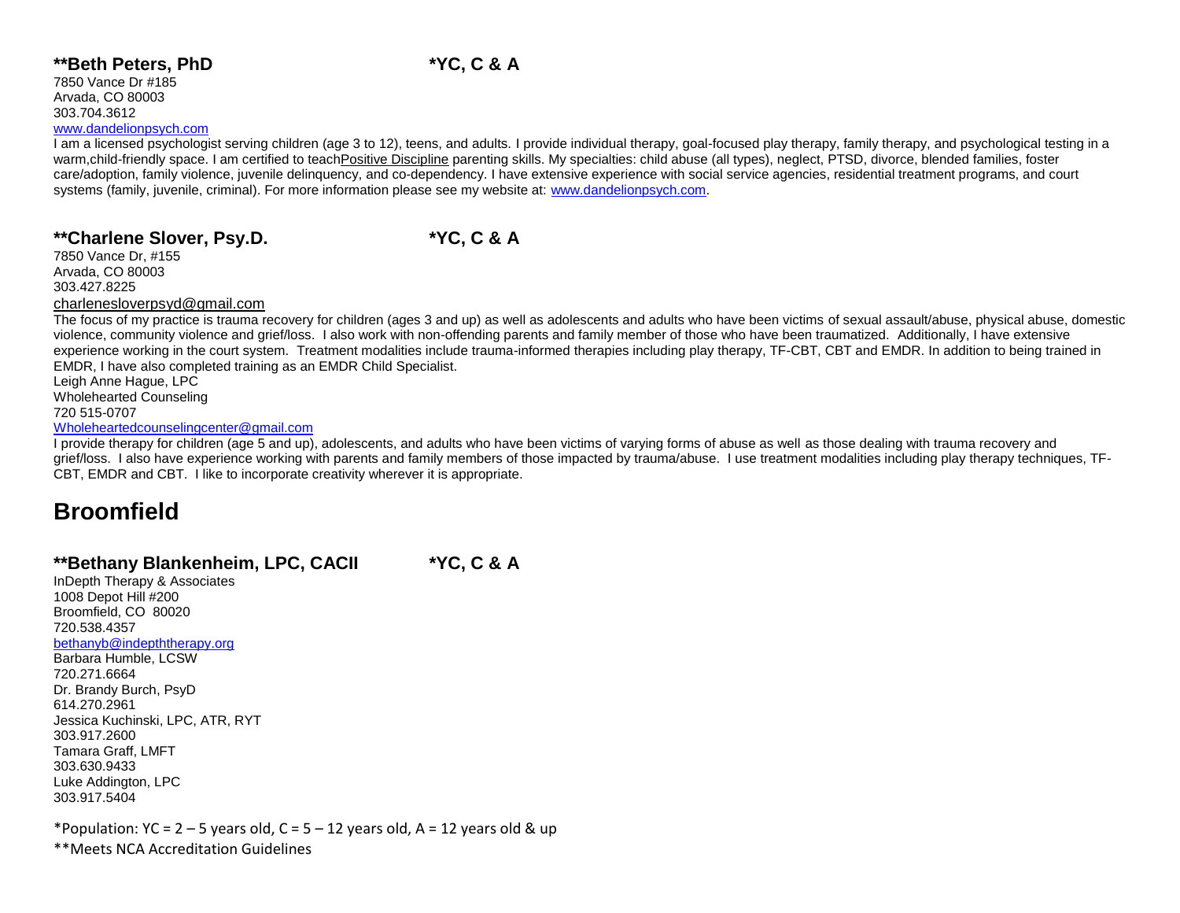### **Beth Peters, PhD *YC, C & A

7850 Vance Dr #185
Arvada, CO 80003
303.704.3612
www.dandelionpsych.com

I am a licensed psychologist serving children (age 3 to 12), teens, and adults. I provide individual therapy, goal-focused play therapy, family therapy, and psychological testing in a warm,child-friendly space. I am certified to teachPositive Discipline parenting skills. My specialties: child abuse (all types), neglect, PTSD, divorce, blended families, foster care/adoption, family violence, juvenile delinquency, and co-dependency. I have extensive experience with social service agencies, residential treatment programs, and court systems (family, juvenile, criminal). For more information please see my website at: www.dandelionpsych.com.

### **Charlene Slover, Psy.D. *YC, C & A

7850 Vance Dr, #155
Arvada, CO 80003
303.427.8225
charlenesloverpsyd@gmail.com

The focus of my practice is trauma recovery for children (ages 3 and up) as well as adolescents and adults who have been victims of sexual assault/abuse, physical abuse, domestic violence, community violence and grief/loss. I also work with non-offending parents and family member of those who have been traumatized. Additionally, I have extensive experience working in the court system. Treatment modalities include trauma-informed therapies including play therapy, TF-CBT, CBT and EMDR. In addition to being trained in EMDR, I have also completed training as an EMDR Child Specialist.

Leigh Anne Hague, LPC
Wholehearted Counseling
720 515-0707
Wholeheartedcounselingcenter@gmail.com

I provide therapy for children (age 5 and up), adolescents, and adults who have been victims of varying forms of abuse as well as those dealing with trauma recovery and grief/loss. I also have experience working with parents and family members of those impacted by trauma/abuse. I use treatment modalities including play therapy techniques, TF-CBT, EMDR and CBT. I like to incorporate creativity wherever it is appropriate.

## Broomfield

### **Bethany Blankenheim, LPC, CACII *YC, C & A

InDepth Therapy & Associates
1008 Depot Hill #200
Broomfield, CO 80020
720.538.4357
bethanyb@indepththerapy.org
Barbara Humble, LCSW
720.271.6664
Dr. Brandy Burch, PsyD
614.270.2961
Jessica Kuchinski, LPC, ATR, RYT
303.917.2600
Tamara Graff, LMFT
303.630.9433
Luke Addington, LPC
303.917.5404

*Population: YC = 2 – 5 years old, C = 5 – 12 years old, A = 12 years old & up
**Meets NCA Accreditation Guidelines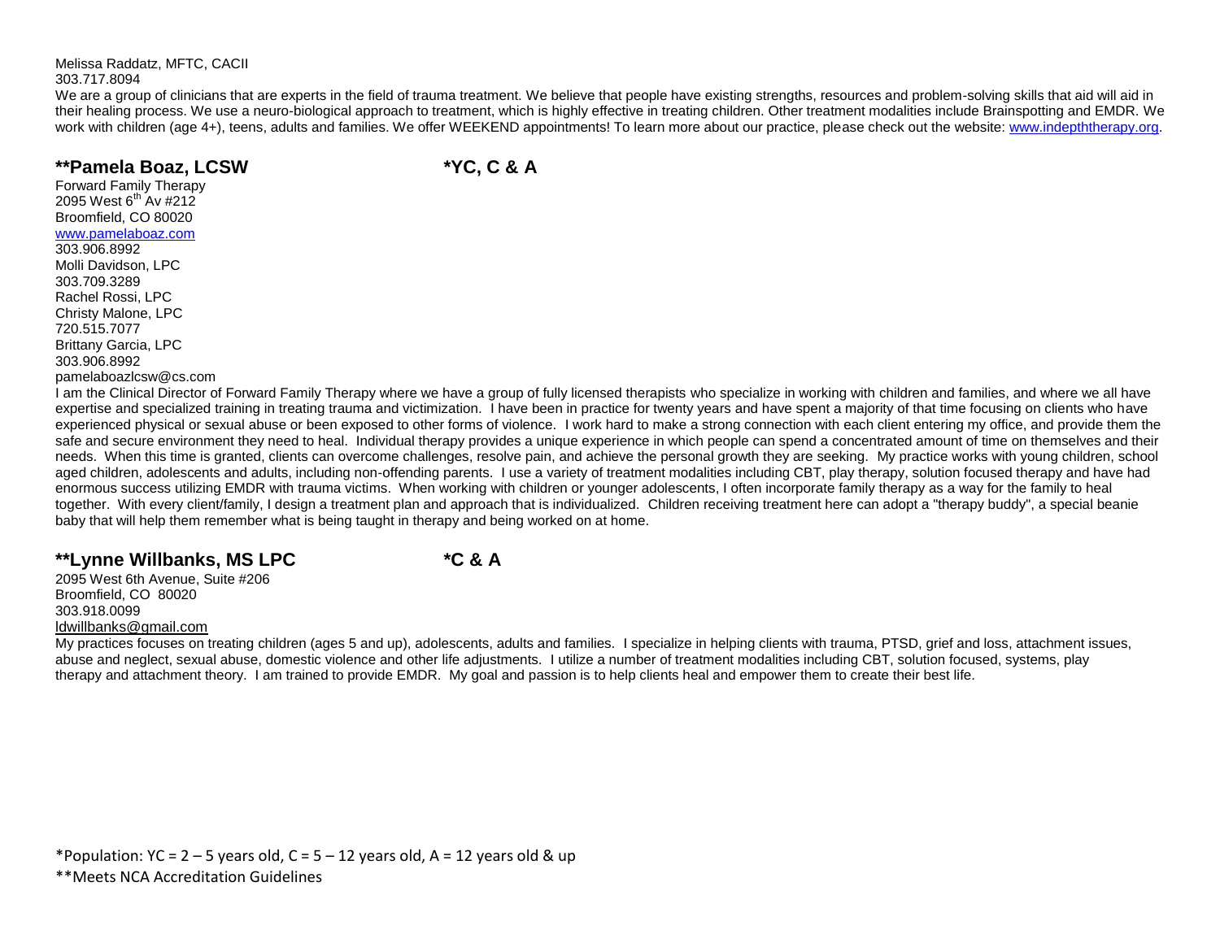Melissa Raddatz, MFTC, CACII
303.717.8094

We are a group of clinicians that are experts in the field of trauma treatment. We believe that people have existing strengths, resources and problem-solving skills that aid will aid in their healing process. We use a neuro-biological approach to treatment, which is highly effective in treating children. Other treatment modalities include Brainspotting and EMDR. We work with children (age 4+), teens, adults and families. We offer WEEKEND appointments! To learn more about our practice, please check out the website: www.indepththerapy.org.

## **Pamela Boaz, LCSW *YC, C & A

Forward Family Therapy
2095 West 6th Av #212
Broomfield, CO 80020
www.pamelaboaz.com
303.906.8992
Molli Davidson, LPC
303.709.3289
Rachel Rossi, LPC
Christy Malone, LPC
720.515.7077
Brittany Garcia, LPC
303.906.8992
pamelaboazlcsw@cs.com

I am the Clinical Director of Forward Family Therapy where we have a group of fully licensed therapists who specialize in working with children and families, and where we all have expertise and specialized training in treating trauma and victimization. I have been in practice for twenty years and have spent a majority of that time focusing on clients who have experienced physical or sexual abuse or been exposed to other forms of violence. I work hard to make a strong connection with each client entering my office, and provide them the safe and secure environment they need to heal. Individual therapy provides a unique experience in which people can spend a concentrated amount of time on themselves and their needs. When this time is granted, clients can overcome challenges, resolve pain, and achieve the personal growth they are seeking. My practice works with young children, school aged children, adolescents and adults, including non-offending parents. I use a variety of treatment modalities including CBT, play therapy, solution focused therapy and have had enormous success utilizing EMDR with trauma victims. When working with children or younger adolescents, I often incorporate family therapy as a way for the family to heal together. With every client/family, I design a treatment plan and approach that is individualized. Children receiving treatment here can adopt a "therapy buddy", a special beanie baby that will help them remember what is being taught in therapy and being worked on at home.

## **Lynne Willbanks, MS LPC *C & A

2095 West 6th Avenue, Suite #206
Broomfield, CO 80020
303.918.0099
ldwillbanks@gmail.com

My practices focuses on treating children (ages 5 and up), adolescents, adults and families. I specialize in helping clients with trauma, PTSD, grief and loss, attachment issues, abuse and neglect, sexual abuse, domestic violence and other life adjustments. I utilize a number of treatment modalities including CBT, solution focused, systems, play therapy and attachment theory. I am trained to provide EMDR. My goal and passion is to help clients heal and empower them to create their best life.

*Population: YC = 2 – 5 years old, C = 5 – 12 years old, A = 12 years old & up
**Meets NCA Accreditation Guidelines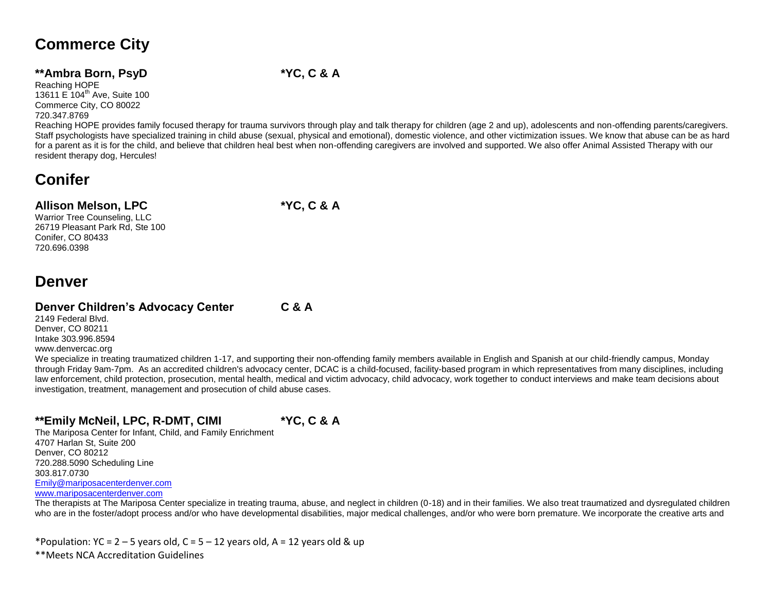## Commerce City

### **Ambra Born, PsyD *YC, C & A

Reaching HOPE
13611 E 104th Ave, Suite 100
Commerce City, CO 80022
720.347.8769

Reaching HOPE provides family focused therapy for trauma survivors through play and talk therapy for children (age 2 and up), adolescents and non-offending parents/caregivers. Staff psychologists have specialized training in child abuse (sexual, physical and emotional), domestic violence, and other victimization issues. We know that abuse can be as hard for a parent as it is for the child, and believe that children heal best when non-offending caregivers are involved and supported. We also offer Animal Assisted Therapy with our resident therapy dog, Hercules!

## Conifer

### Allison Melson, LPC *YC, C & A

Warrior Tree Counseling, LLC
26719 Pleasant Park Rd, Ste 100
Conifer, CO 80433
720.696.0398

## Denver

### Denver Children's Advocacy Center C & A

2149 Federal Blvd.
Denver, CO 80211
Intake 303.996.8594
www.denvercac.org

We specialize in treating traumatized children 1-17, and supporting their non-offending family members available in English and Spanish at our child-friendly campus, Monday through Friday 9am-7pm. As an accredited children's advocacy center, DCAC is a child-focused, facility-based program in which representatives from many disciplines, including law enforcement, child protection, prosecution, mental health, medical and victim advocacy, child advocacy, work together to conduct interviews and make team decisions about investigation, treatment, management and prosecution of child abuse cases.

### **Emily McNeil, LPC, R-DMT, CIMI *YC, C & A

The Mariposa Center for Infant, Child, and Family Enrichment
4707 Harlan St, Suite 200
Denver, CO 80212
720.288.5090 Scheduling Line
303.817.0730
Emily@mariposacenterdenver.com
www.mariposacenterdenver.com

The therapists at The Mariposa Center specialize in treating trauma, abuse, and neglect in children (0-18) and in their families. We also treat traumatized and dysregulated children who are in the foster/adopt process and/or who have developmental disabilities, major medical challenges, and/or who were born premature. We incorporate the creative arts and

*Population: YC = 2 – 5 years old, C = 5 – 12 years old, A = 12 years old & up
**Meets NCA Accreditation Guidelines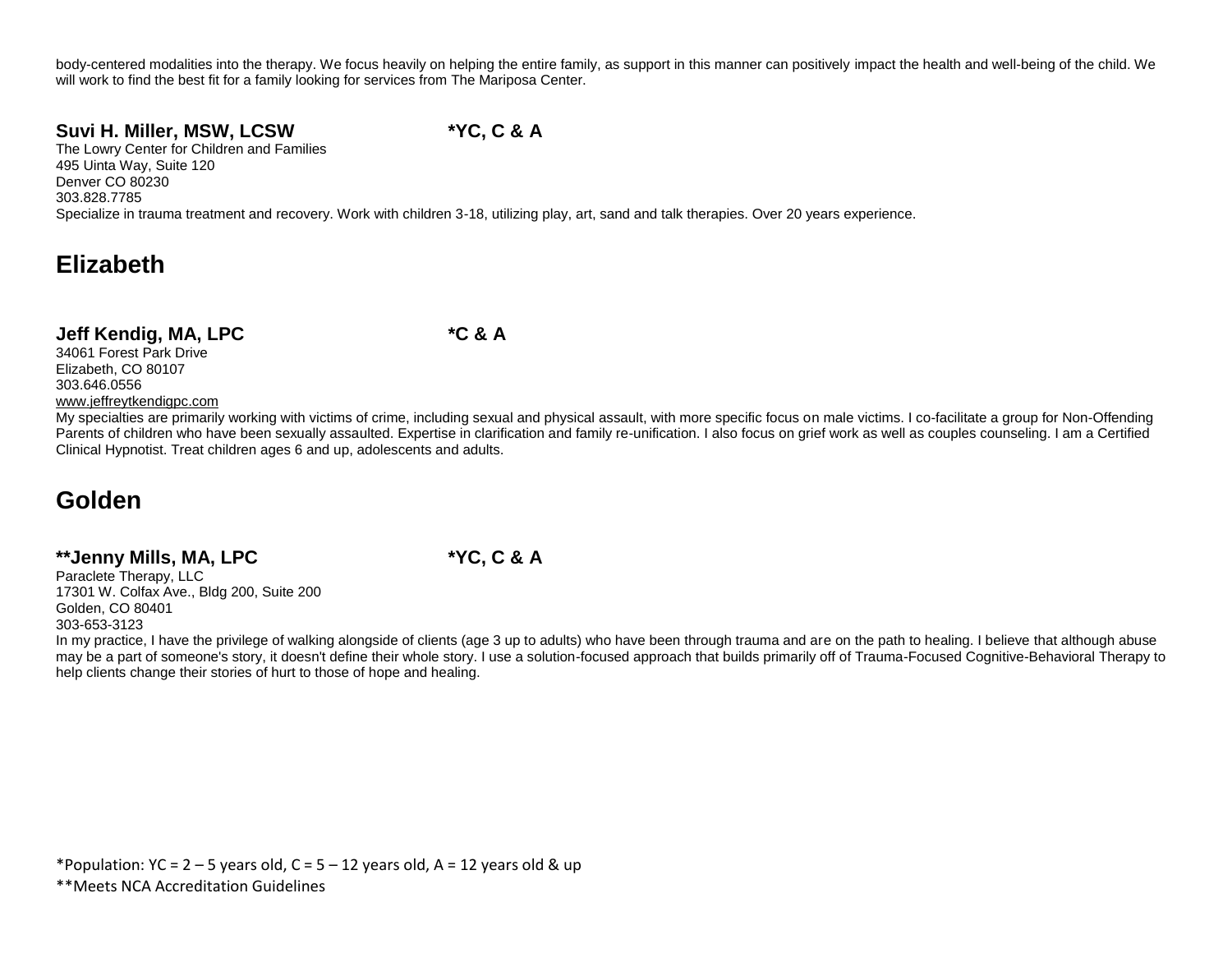body-centered modalities into the therapy. We focus heavily on helping the entire family, as support in this manner can positively impact the health and well-being of the child. We will work to find the best fit for a family looking for services from The Mariposa Center.

**Suvi H. Miller, MSW, LCSW** **\*YC, C & A**
The Lowry Center for Children and Families
495 Uinta Way, Suite 120
Denver CO 80230
303.828.7785
Specialize in trauma treatment and recovery. Work with children 3-18, utilizing play, art, sand and talk therapies. Over 20 years experience.

## Elizabeth

**Jeff Kendig, MA, LPC** **\*C & A**
34061 Forest Park Drive
Elizabeth, CO 80107
303.646.0556
www.jeffreytkendigpc.com
My specialties are primarily working with victims of crime, including sexual and physical assault, with more specific focus on male victims. I co-facilitate a group for Non-Offending Parents of children who have been sexually assaulted. Expertise in clarification and family re-unification. I also focus on grief work as well as couples counseling. I am a Certified Clinical Hypnotist. Treat children ages 6 and up, adolescents and adults.

## Golden

**\*\*Jenny Mills, MA, LPC** **\*YC, C & A**
Paraclete Therapy, LLC
17301 W. Colfax Ave., Bldg 200, Suite 200
Golden, CO 80401
303-653-3123
In my practice, I have the privilege of walking alongside of clients (age 3 up to adults) who have been through trauma and are on the path to healing. I believe that although abuse may be a part of someone's story, it doesn't define their whole story. I use a solution-focused approach that builds primarily off of Trauma-Focused Cognitive-Behavioral Therapy to help clients change their stories of hurt to those of hope and healing.

*Population: YC = 2 – 5 years old, C = 5 – 12 years old, A = 12 years old & up
**Meets NCA Accreditation Guidelines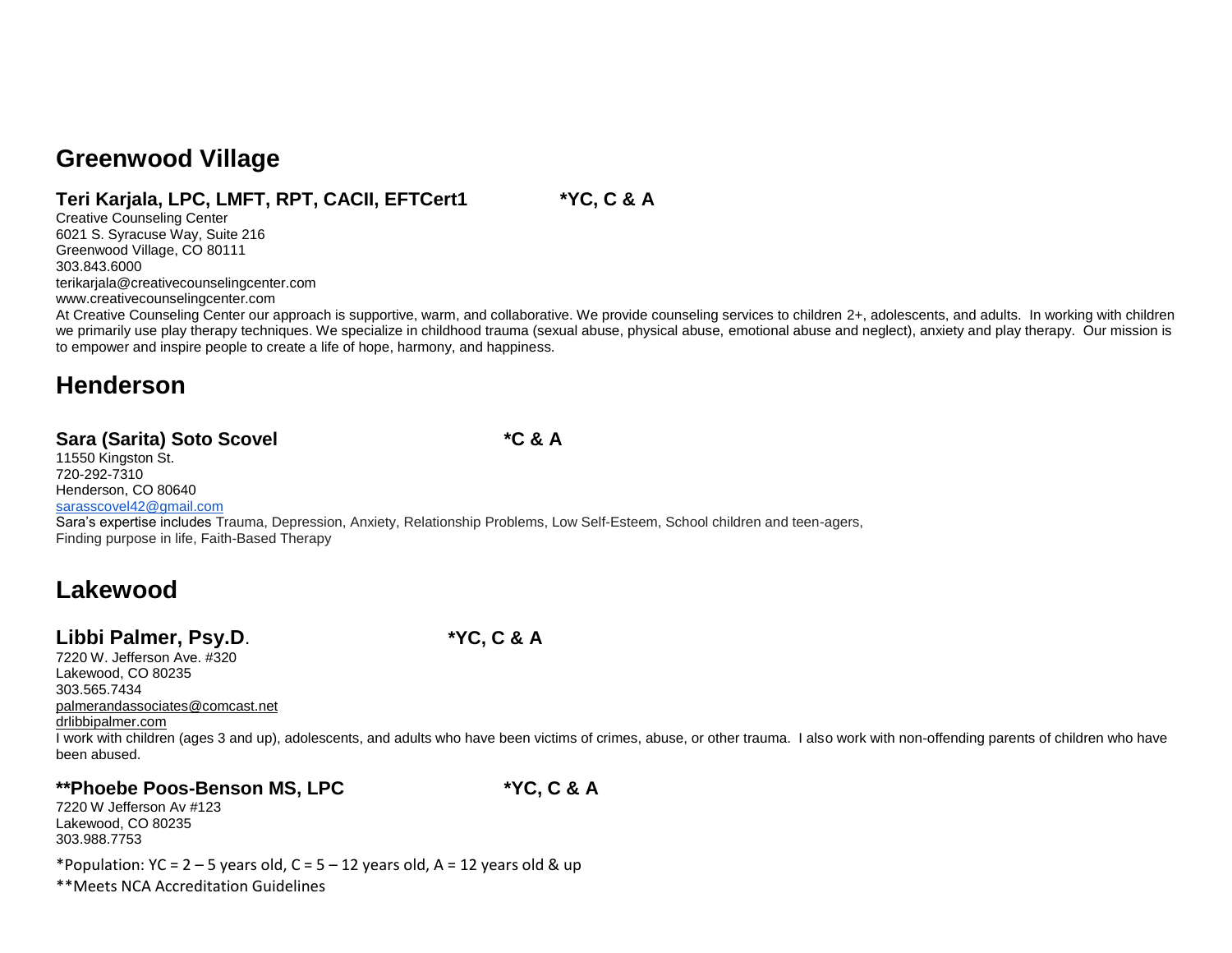## Greenwood Village

### Teri Karjala, LPC, LMFT, RPT, CACII, EFTCert1 *YC, C & A

Creative Counseling Center
6021 S. Syracuse Way, Suite 216
Greenwood Village, CO 80111
303.843.6000
terikarjala@creativecounselingcenter.com
www.creativecounselingcenter.com

At Creative Counseling Center our approach is supportive, warm, and collaborative. We provide counseling services to children 2+, adolescents, and adults. In working with children we primarily use play therapy techniques. We specialize in childhood trauma (sexual abuse, physical abuse, emotional abuse and neglect), anxiety and play therapy. Our mission is to empower and inspire people to create a life of hope, harmony, and happiness.

## Henderson

### Sara (Sarita) Soto Scovel *C & A

11550 Kingston St.
720-292-7310
Henderson, CO 80640
sarasscovel42@gmail.com

Sara's expertise includes Trauma, Depression, Anxiety, Relationship Problems, Low Self-Esteem, School children and teen-agers, Finding purpose in life, Faith-Based Therapy

## Lakewood

### Libbi Palmer, Psy.D. *YC, C & A

7220 W. Jefferson Ave. #320
Lakewood, CO 80235
303.565.7434
palmerandassociates@comcast.net
drlibbipalmer.com

I work with children (ages 3 and up), adolescents, and adults who have been victims of crimes, abuse, or other trauma. I also work with non-offending parents of children who have been abused.

### **Phoebe Poos-Benson MS, LPC *YC, C & A

7220 W Jefferson Av #123
Lakewood, CO 80235
303.988.7753

*Population: YC = 2 – 5 years old, C = 5 – 12 years old, A = 12 years old & up

**Meets NCA Accreditation Guidelines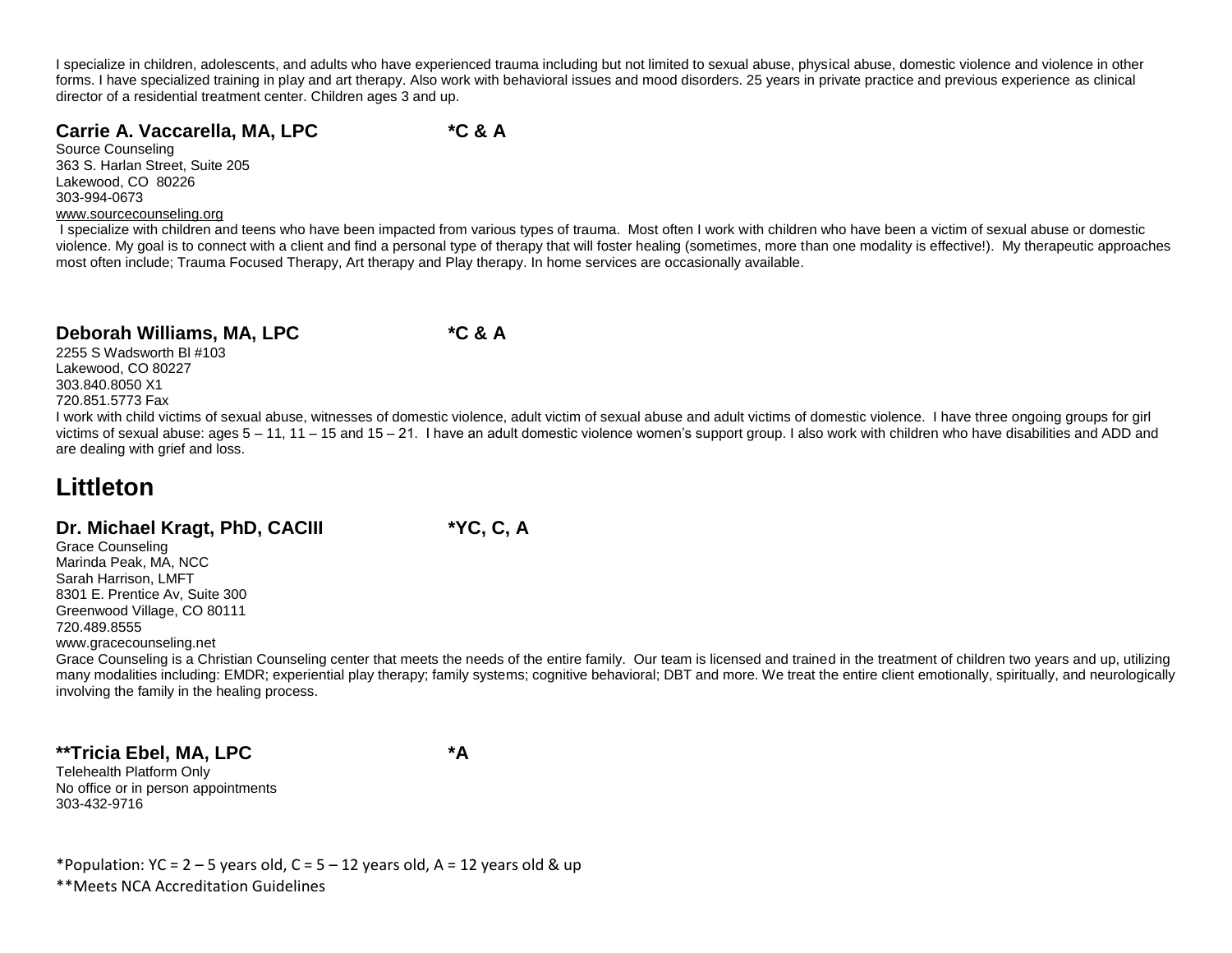I specialize in children, adolescents, and adults who have experienced trauma including but not limited to sexual abuse, physical abuse, domestic violence and violence in other forms. I have specialized training in play and art therapy. Also work with behavioral issues and mood disorders. 25 years in private practice and previous experience as clinical director of a residential treatment center. Children ages 3 and up.

### Carrie A. Vaccarella, MA, LPC *C & A

Source Counseling
363 S. Harlan Street, Suite 205
Lakewood, CO 80226
303-994-0673
www.sourcecounseling.org

I specialize with children and teens who have been impacted from various types of trauma. Most often I work with children who have been a victim of sexual abuse or domestic violence. My goal is to connect with a client and find a personal type of therapy that will foster healing (sometimes, more than one modality is effective!). My therapeutic approaches most often include; Trauma Focused Therapy, Art therapy and Play therapy. In home services are occasionally available.

### Deborah Williams, MA, LPC *C & A

2255 S Wadsworth Bl #103
Lakewood, CO 80227
303.840.8050 X1
720.851.5773 Fax

I work with child victims of sexual abuse, witnesses of domestic violence, adult victim of sexual abuse and adult victims of domestic violence. I have three ongoing groups for girl victims of sexual abuse: ages 5 – 11, 11 – 15 and 15 – 21. I have an adult domestic violence women's support group. I also work with children who have disabilities and ADD and are dealing with grief and loss.

## Littleton

### Dr. Michael Kragt, PhD, CACIII *YC, C, A

Grace Counseling
Marinda Peak, MA, NCC
Sarah Harrison, LMFT
8301 E. Prentice Av, Suite 300
Greenwood Village, CO 80111
720.489.8555
www.gracecounseling.net

Grace Counseling is a Christian Counseling center that meets the needs of the entire family. Our team is licensed and trained in the treatment of children two years and up, utilizing many modalities including: EMDR; experiential play therapy; family systems; cognitive behavioral; DBT and more. We treat the entire client emotionally, spiritually, and neurologically involving the family in the healing process.

### **Tricia Ebel, MA, LPC *A

Telehealth Platform Only
No office or in person appointments
303-432-9716

*Population: YC = 2 – 5 years old, C = 5 – 12 years old, A = 12 years old & up
**Meets NCA Accreditation Guidelines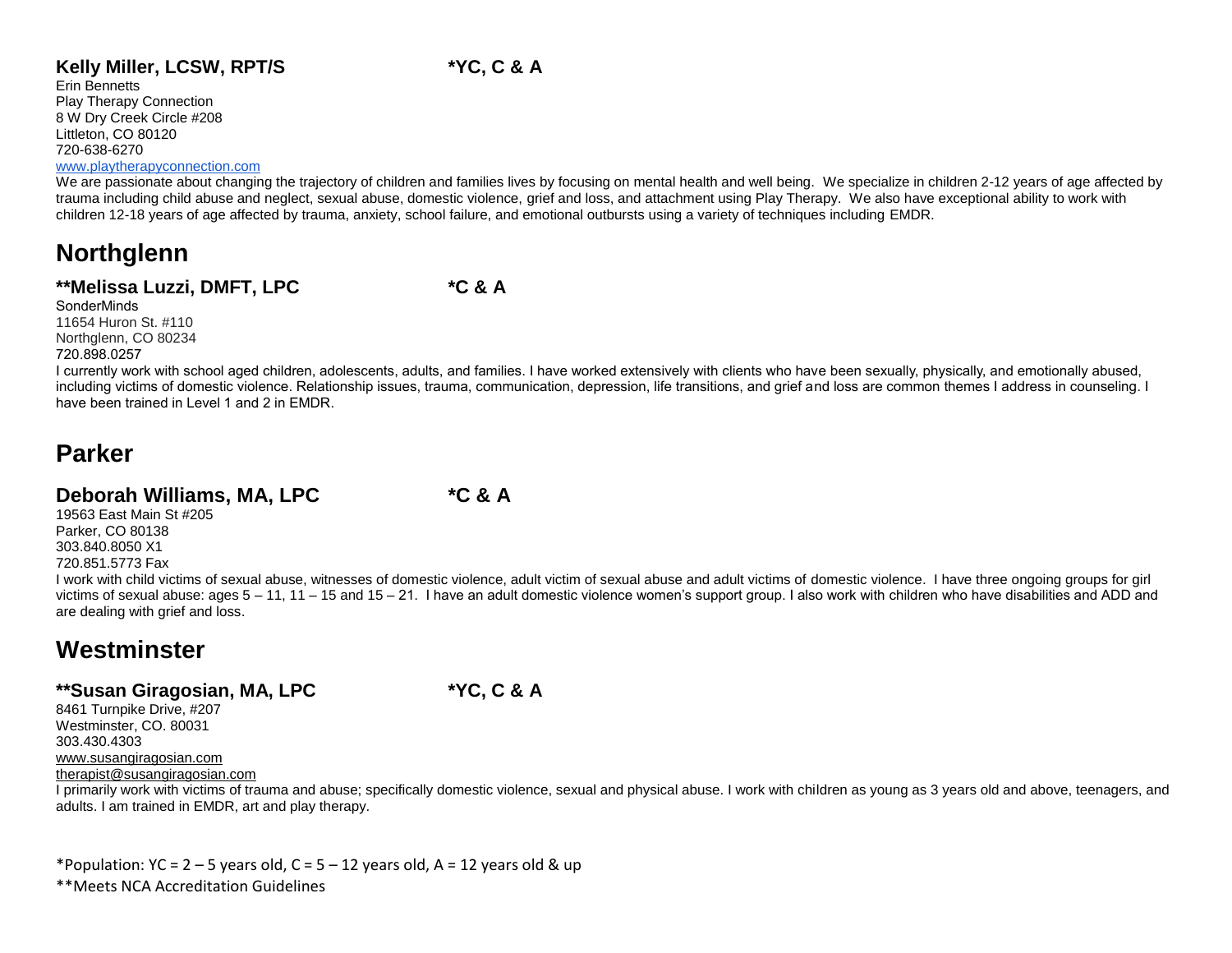### Kelly Miller, LCSW, RPT/S *YC, C & A

Erin Bennetts
Play Therapy Connection
8 W Dry Creek Circle #208
Littleton, CO 80120
720-638-6270
www.playtherapyconnection.com

We are passionate about changing the trajectory of children and families lives by focusing on mental health and well being. We specialize in children 2-12 years of age affected by trauma including child abuse and neglect, sexual abuse, domestic violence, grief and loss, and attachment using Play Therapy. We also have exceptional ability to work with children 12-18 years of age affected by trauma, anxiety, school failure, and emotional outbursts using a variety of techniques including EMDR.

## Northglenn

### **Melissa Luzzi, DMFT, LPC *C & A

SonderMinds
11654 Huron St. #110
Northglenn, CO 80234
720.898.0257

I currently work with school aged children, adolescents, adults, and families. I have worked extensively with clients who have been sexually, physically, and emotionally abused, including victims of domestic violence. Relationship issues, trauma, communication, depression, life transitions, and grief and loss are common themes I address in counseling. I have been trained in Level 1 and 2 in EMDR.

## Parker

### Deborah Williams, MA, LPC *C & A

19563 East Main St #205
Parker, CO 80138
303.840.8050 X1
720.851.5773 Fax

I work with child victims of sexual abuse, witnesses of domestic violence, adult victim of sexual abuse and adult victims of domestic violence. I have three ongoing groups for girl victims of sexual abuse: ages 5 – 11, 11 – 15 and 15 – 21. I have an adult domestic violence women's support group. I also work with children who have disabilities and ADD and are dealing with grief and loss.

## Westminster

### **Susan Giragosian, MA, LPC *YC, C & A

8461 Turnpike Drive, #207
Westminster, CO. 80031
303.430.4303
www.susangiragosian.com
therapist@susangiragosian.com

I primarily work with victims of trauma and abuse; specifically domestic violence, sexual and physical abuse. I work with children as young as 3 years old and above, teenagers, and adults. I am trained in EMDR, art and play therapy.

*Population: YC = 2 – 5 years old, C = 5 – 12 years old, A = 12 years old & up
**Meets NCA Accreditation Guidelines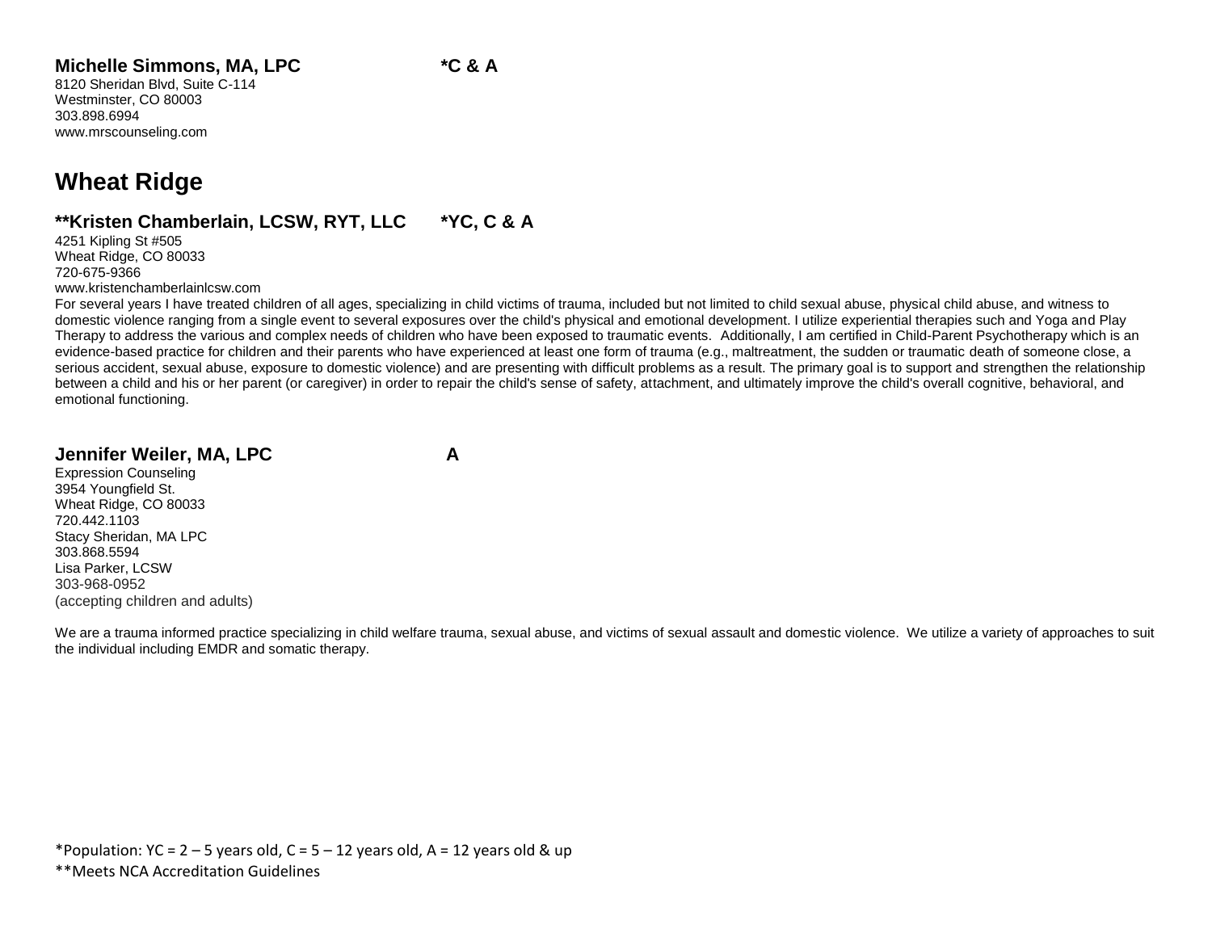**Michelle Simmons, MA, LPC** **\*C & A**

8120 Sheridan Blvd, Suite C-114
Westminster, CO 80003
303.898.6994
www.mrscounseling.com

## Wheat Ridge

**\*\*Kristen Chamberlain, LCSW, RYT, LLC** **\*YC, C & A**

4251 Kipling St #505
Wheat Ridge, CO 80033
720-675-9366
www.kristenchamberlainlcsw.com

For several years I have treated children of all ages, specializing in child victims of trauma, included but not limited to child sexual abuse, physical child abuse, and witness to domestic violence ranging from a single event to several exposures over the child's physical and emotional development. I utilize experiential therapies such and Yoga and Play Therapy to address the various and complex needs of children who have been exposed to traumatic events. Additionally, I am certified in Child-Parent Psychotherapy which is an evidence-based practice for children and their parents who have experienced at least one form of trauma (e.g., maltreatment, the sudden or traumatic death of someone close, a serious accident, sexual abuse, exposure to domestic violence) and are presenting with difficult problems as a result. The primary goal is to support and strengthen the relationship between a child and his or her parent (or caregiver) in order to repair the child's sense of safety, attachment, and ultimately improve the child's overall cognitive, behavioral, and emotional functioning.

**Jennifer Weiler, MA, LPC** **A**

Expression Counseling
3954 Youngfield St.
Wheat Ridge, CO 80033
720.442.1103
Stacy Sheridan, MA LPC
303.868.5594
Lisa Parker, LCSW
303-968-0952
(accepting children and adults)

We are a trauma informed practice specializing in child welfare trauma, sexual abuse, and victims of sexual assault and domestic violence. We utilize a variety of approaches to suit the individual including EMDR and somatic therapy.

\*Population: YC = 2 – 5 years old, C = 5 – 12 years old, A = 12 years old & up
\*\*Meets NCA Accreditation Guidelines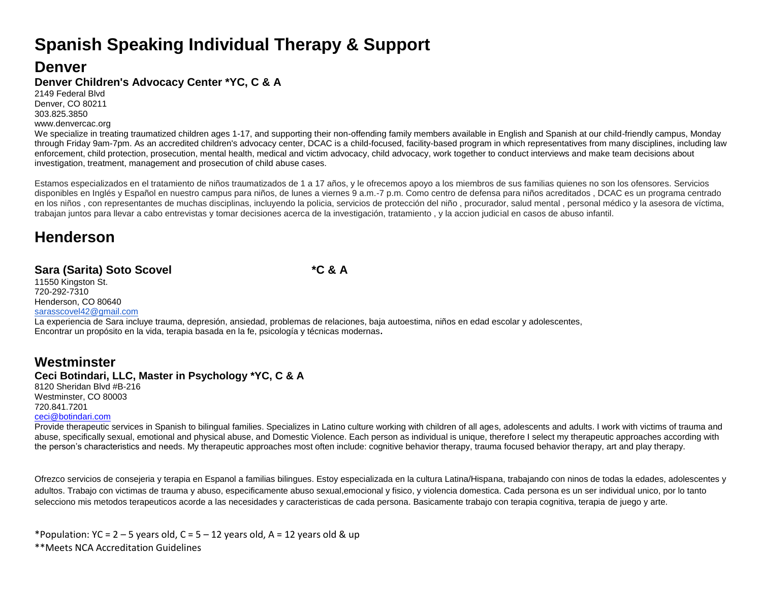# Spanish Speaking Individual Therapy & Support

## Denver

### Denver Children's Advocacy Center *YC, C & A

2149 Federal Blvd
Denver, CO 80211
303.825.3850
www.denvercac.org

We specialize in treating traumatized children ages 1-17, and supporting their non-offending family members available in English and Spanish at our child-friendly campus, Monday through Friday 9am-7pm. As an accredited children's advocacy center, DCAC is a child-focused, facility-based program in which representatives from many disciplines, including law enforcement, child protection, prosecution, mental health, medical and victim advocacy, child advocacy, work together to conduct interviews and make team decisions about investigation, treatment, management and prosecution of child abuse cases.

Estamos especializados en el tratamiento de niños traumatizados de 1 a 17 años, y le ofrecemos apoyo a los miembros de sus familias quienes no son los ofensores. Servicios disponibles en Inglés y Español en nuestro campus para niños, de lunes a viernes 9 a.m.-7 p.m. Como centro de defensa para niños acreditados , DCAC es un programa centrado en los niños , con representantes de muchas disciplinas, incluyendo la policia, servicios de protección del niño , procurador, salud mental , personal médico y la asesora de víctima, trabajan juntos para llevar a cabo entrevistas y tomar decisiones acerca de la investigación, tratamiento , y la accion judicial en casos de abuso infantil.

## Henderson

### Sara (Sarita) Soto Scovel *C & A

11550 Kingston St.
720-292-7310
Henderson, CO 80640
sarasscovel42@gmail.com

La experiencia de Sara incluye trauma, depresión, ansiedad, problemas de relaciones, baja autoestima, niños en edad escolar y adolescentes, Encontrar un propósito en la vida, terapia basada en la fe, psicología y técnicas modernas.

## Westminster

### Ceci Botindari, LLC, Master in Psychology *YC, C & A

8120 Sheridan Blvd #B-216
Westminster, CO 80003
720.841.7201
ceci@botindari.com

Provide therapeutic services in Spanish to bilingual families. Specializes in Latino culture working with children of all ages, adolescents and adults. I work with victims of trauma and abuse, specifically sexual, emotional and physical abuse, and Domestic Violence. Each person as individual is unique, therefore I select my therapeutic approaches according with the person's characteristics and needs. My therapeutic approaches most often include: cognitive behavior therapy, trauma focused behavior therapy, art and play therapy.

Ofrezco servicios de consejeria y terapia en Espanol a familias bilingues. Estoy especializada en la cultura Latina/Hispana, trabajando con ninos de todas la edades, adolescentes y adultos. Trabajo con victimas de trauma y abuso, especificamente abuso sexual,emocional y fisico, y violencia domestica. Cada persona es un ser individual unico, por lo tanto selecciono mis metodos terapeuticos acorde a las necesidades y caracteristicas de cada persona. Basicamente trabajo con terapia cognitiva, terapia de juego y arte.

*Population: YC = 2 – 5 years old, C = 5 – 12 years old, A = 12 years old & up

**Meets NCA Accreditation Guidelines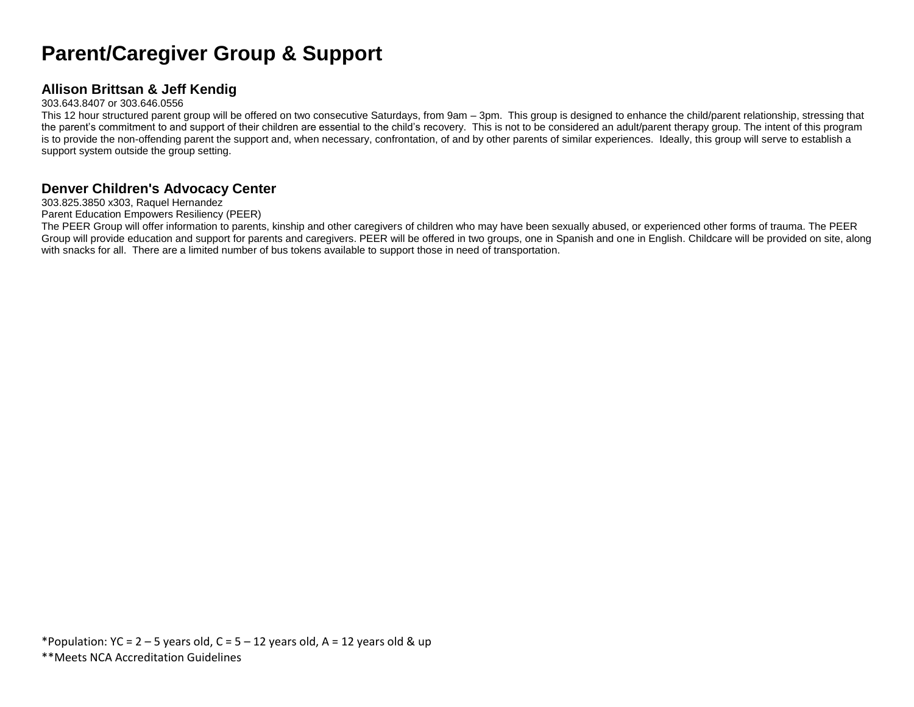# Parent/Caregiver Group & Support

### Allison Brittsan & Jeff Kendig

303.643.8407 or 303.646.0556

This 12 hour structured parent group will be offered on two consecutive Saturdays, from 9am – 3pm. This group is designed to enhance the child/parent relationship, stressing that the parent's commitment to and support of their children are essential to the child's recovery. This is not to be considered an adult/parent therapy group. The intent of this program is to provide the non-offending parent the support and, when necessary, confrontation, of and by other parents of similar experiences. Ideally, this group will serve to establish a support system outside the group setting.

### Denver Children's Advocacy Center

303.825.3850 x303, Raquel Hernandez

Parent Education Empowers Resiliency (PEER)

The PEER Group will offer information to parents, kinship and other caregivers of children who may have been sexually abused, or experienced other forms of trauma. The PEER Group will provide education and support for parents and caregivers. PEER will be offered in two groups, one in Spanish and one in English. Childcare will be provided on site, along with snacks for all. There are a limited number of bus tokens available to support those in need of transportation.

*Population: YC = 2 – 5 years old, C = 5 – 12 years old, A = 12 years old & up

**Meets NCA Accreditation Guidelines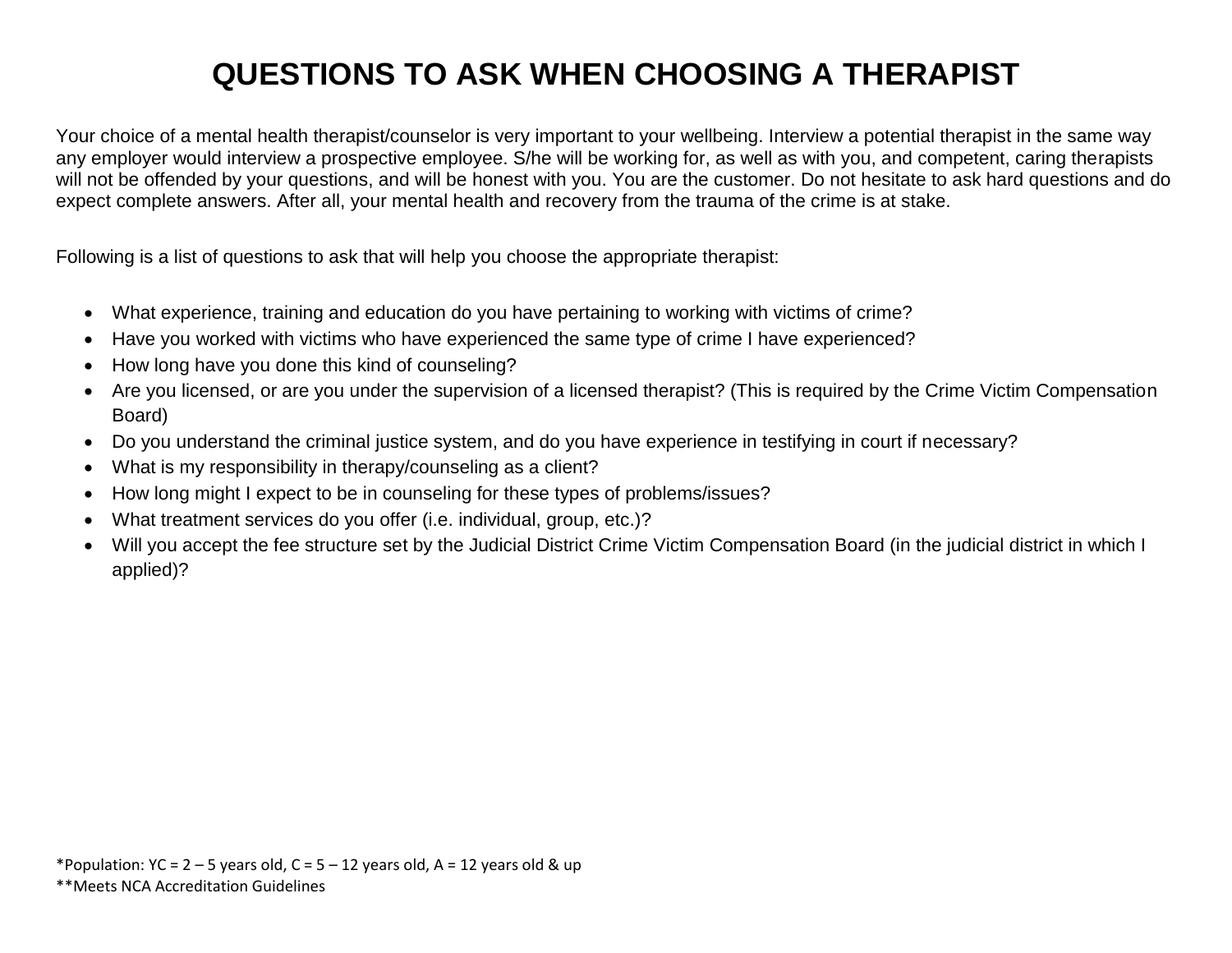# QUESTIONS TO ASK WHEN CHOOSING A THERAPIST

Your choice of a mental health therapist/counselor is very important to your wellbeing. Interview a potential therapist in the same way any employer would interview a prospective employee. S/he will be working for, as well as with you, and competent, caring therapists will not be offended by your questions, and will be honest with you. You are the customer. Do not hesitate to ask hard questions and do expect complete answers. After all, your mental health and recovery from the trauma of the crime is at stake.

Following is a list of questions to ask that will help you choose the appropriate therapist:

- What experience, training and education do you have pertaining to working with victims of crime?
- Have you worked with victims who have experienced the same type of crime I have experienced?
- How long have you done this kind of counseling?
- Are you licensed, or are you under the supervision of a licensed therapist? (This is required by the Crime Victim Compensation Board)
- Do you understand the criminal justice system, and do you have experience in testifying in court if necessary?
- What is my responsibility in therapy/counseling as a client?
- How long might I expect to be in counseling for these types of problems/issues?
- What treatment services do you offer (i.e. individual, group, etc.)?
- Will you accept the fee structure set by the Judicial District Crime Victim Compensation Board (in the judicial district in which I applied)?

*Population: YC = 2 – 5 years old, C = 5 – 12 years old, A = 12 years old & up
**Meets NCA Accreditation Guidelines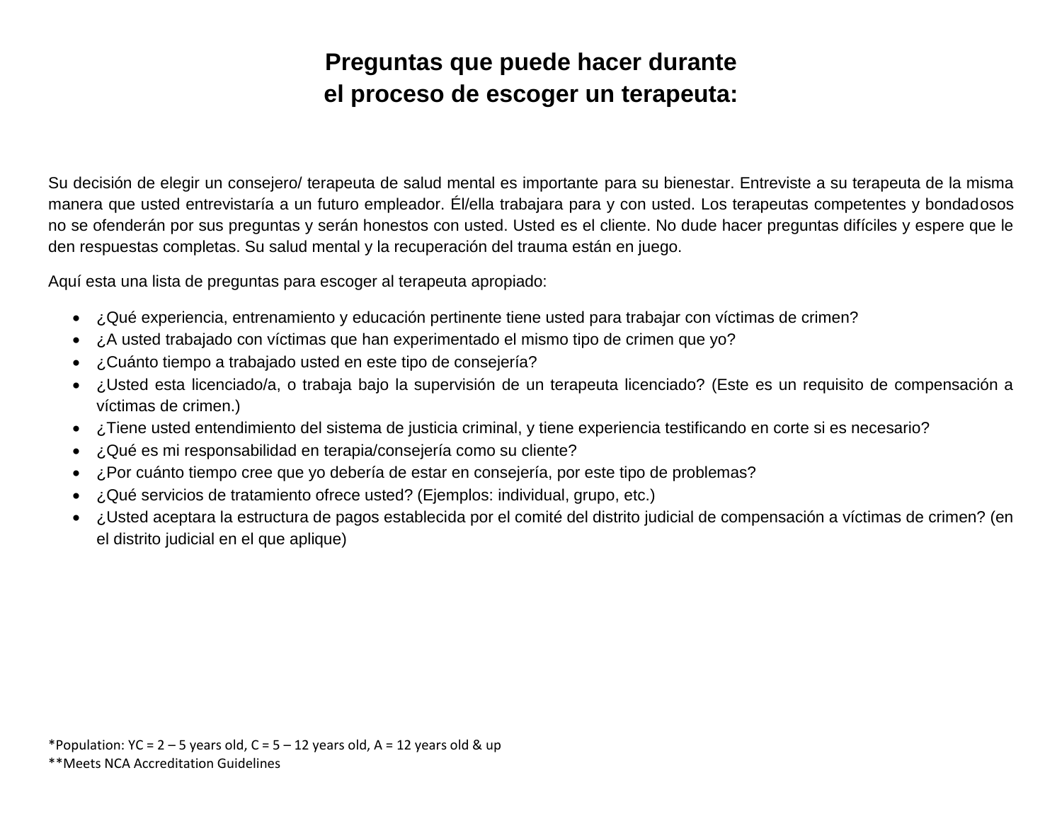# Preguntas que puede hacer durante el proceso de escoger un terapeuta:

Su decisión de elegir un consejero/ terapeuta de salud mental es importante para su bienestar. Entreviste a su terapeuta de la misma manera que usted entrevistaría a un futuro empleador. Él/ella trabajara para y con usted. Los terapeutas competentes y bondadosos no se ofenderán por sus preguntas y serán honestos con usted. Usted es el cliente. No dude hacer preguntas difíciles y espere que le den respuestas completas. Su salud mental y la recuperación del trauma están en juego.

Aquí esta una lista de preguntas para escoger al terapeuta apropiado:

- ¿Qué experiencia, entrenamiento y educación pertinente tiene usted para trabajar con víctimas de crimen?
- ¿A usted trabajado con víctimas que han experimentado el mismo tipo de crimen que yo?
- ¿Cuánto tiempo a trabajado usted en este tipo de consejería?
- ¿Usted esta licenciado/a, o trabaja bajo la supervisión de un terapeuta licenciado? (Este es un requisito de compensación a víctimas de crimen.)
- ¿Tiene usted entendimiento del sistema de justicia criminal, y tiene experiencia testificando en corte si es necesario?
- ¿Qué es mi responsabilidad en terapia/consejería como su cliente?
- ¿Por cuánto tiempo cree que yo debería de estar en consejería, por este tipo de problemas?
- ¿Qué servicios de tratamiento ofrece usted? (Ejemplos: individual, grupo, etc.)
- ¿Usted aceptara la estructura de pagos establecida por el comité del distrito judicial de compensación a víctimas de crimen? (en el distrito judicial en el que aplique)

*Population: YC = 2 – 5 years old, C = 5 – 12 years old, A = 12 years old & up
**Meets NCA Accreditation Guidelines